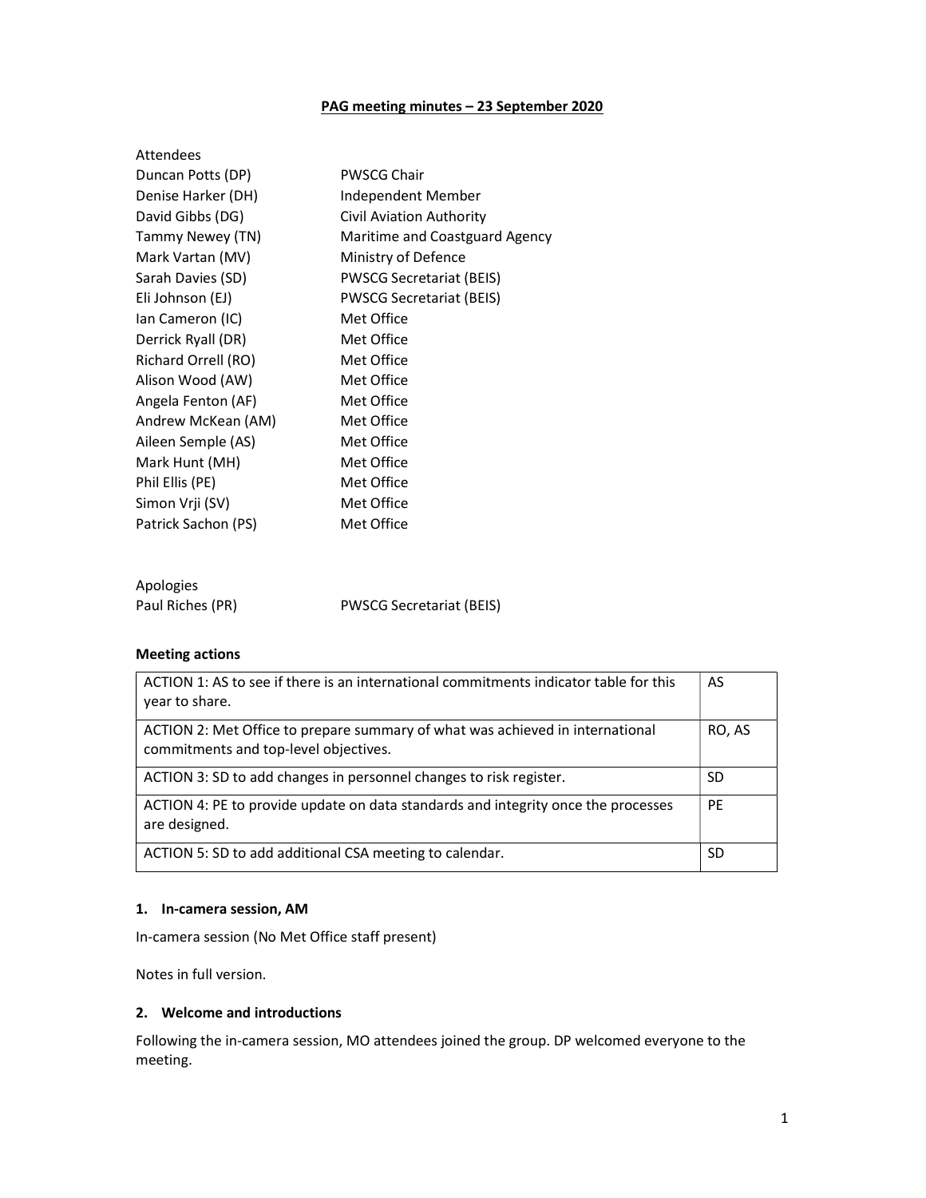# PAG meeting minutes – 23 September 2020

Attendees

| | |
|---|---|
| Duncan Potts (DP) | PWSCG Chair |
| Denise Harker (DH) | Independent Member |
| David Gibbs (DG) | Civil Aviation Authority |
| Tammy Newey (TN) | Maritime and Coastguard Agency |
| Mark Vartan (MV) | Ministry of Defence |
| Sarah Davies (SD) | PWSCG Secretariat (BEIS) |
| Eli Johnson (EJ) | PWSCG Secretariat (BEIS) |
| Ian Cameron (IC) | Met Office |
| Derrick Ryall (DR) | Met Office |
| Richard Orrell (RO) | Met Office |
| Alison Wood (AW) | Met Office |
| Angela Fenton (AF) | Met Office |
| Andrew McKean (AM) | Met Office |
| Aileen Semple (AS) | Met Office |
| Mark Hunt (MH) | Met Office |
| Phil Ellis (PE) | Met Office |
| Simon Vrji (SV) | Met Office |
| Patrick Sachon (PS) | Met Office |

Apologies

| | |
|---|---|
| Paul Riches (PR) | PWSCG Secretariat (BEIS) |

**Meeting actions**

| | |
|---|---|
| ACTION 1: AS to see if there is an international commitments indicator table for this year to share. | AS |
| ACTION 2: Met Office to prepare summary of what was achieved in international commitments and top-level objectives. | RO, AS |
| ACTION 3: SD to add changes in personnel changes to risk register. | SD |
| ACTION 4: PE to provide update on data standards and integrity once the processes are designed. | PE |
| ACTION 5: SD to add additional CSA meeting to calendar. | SD |

## 1. In-camera session, AM

In-camera session (No Met Office staff present)

Notes in full version.

## 2. Welcome and introductions

Following the in-camera session, MO attendees joined the group. DP welcomed everyone to the meeting.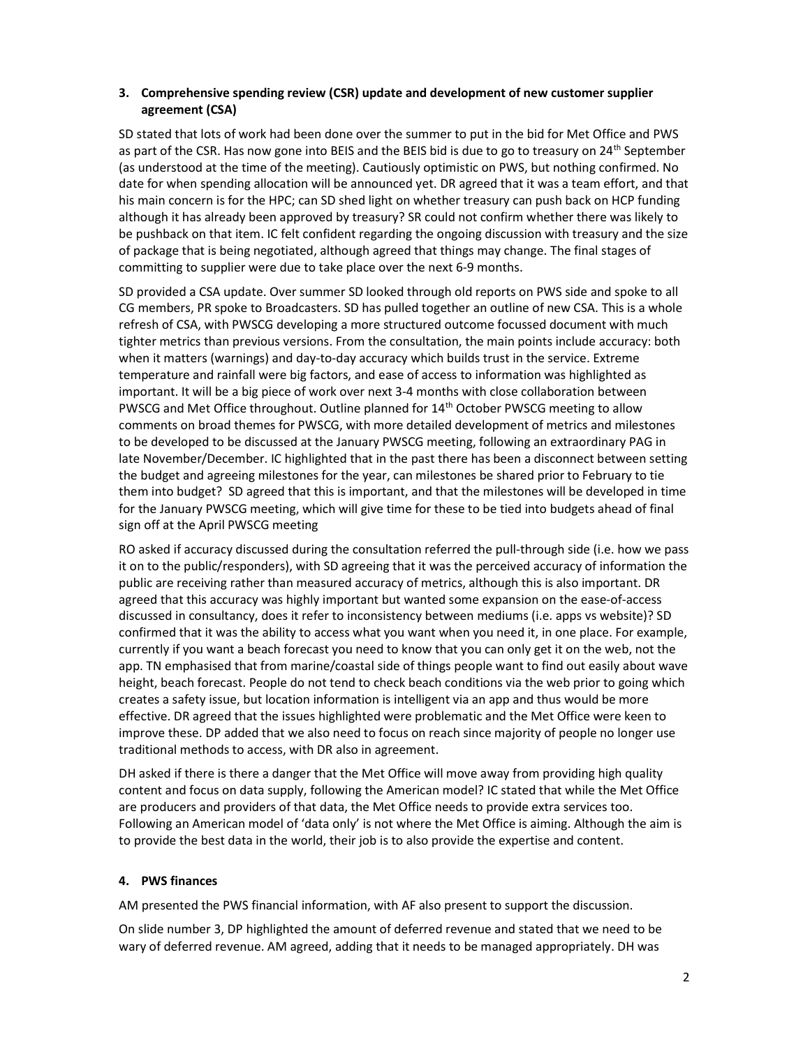### 3. Comprehensive spending review (CSR) update and development of new customer supplier agreement (CSA)

SD stated that lots of work had been done over the summer to put in the bid for Met Office and PWS as part of the CSR. Has now gone into BEIS and the BEIS bid is due to go to treasury on 24th September (as understood at the time of the meeting). Cautiously optimistic on PWS, but nothing confirmed. No date for when spending allocation will be announced yet. DR agreed that it was a team effort, and that his main concern is for the HPC; can SD shed light on whether treasury can push back on HCP funding although it has already been approved by treasury? SR could not confirm whether there was likely to be pushback on that item. IC felt confident regarding the ongoing discussion with treasury and the size of package that is being negotiated, although agreed that things may change. The final stages of committing to supplier were due to take place over the next 6-9 months.

SD provided a CSA update. Over summer SD looked through old reports on PWS side and spoke to all CG members, PR spoke to Broadcasters. SD has pulled together an outline of new CSA. This is a whole refresh of CSA, with PWSCG developing a more structured outcome focussed document with much tighter metrics than previous versions. From the consultation, the main points include accuracy: both when it matters (warnings) and day-to-day accuracy which builds trust in the service. Extreme temperature and rainfall were big factors, and ease of access to information was highlighted as important. It will be a big piece of work over next 3-4 months with close collaboration between PWSCG and Met Office throughout. Outline planned for 14th October PWSCG meeting to allow comments on broad themes for PWSCG, with more detailed development of metrics and milestones to be developed to be discussed at the January PWSCG meeting, following an extraordinary PAG in late November/December. IC highlighted that in the past there has been a disconnect between setting the budget and agreeing milestones for the year, can milestones be shared prior to February to tie them into budget? SD agreed that this is important, and that the milestones will be developed in time for the January PWSCG meeting, which will give time for these to be tied into budgets ahead of final sign off at the April PWSCG meeting

RO asked if accuracy discussed during the consultation referred the pull-through side (i.e. how we pass it on to the public/responders), with SD agreeing that it was the perceived accuracy of information the public are receiving rather than measured accuracy of metrics, although this is also important. DR agreed that this accuracy was highly important but wanted some expansion on the ease-of-access discussed in consultancy, does it refer to inconsistency between mediums (i.e. apps vs website)? SD confirmed that it was the ability to access what you want when you need it, in one place. For example, currently if you want a beach forecast you need to know that you can only get it on the web, not the app. TN emphasised that from marine/coastal side of things people want to find out easily about wave height, beach forecast. People do not tend to check beach conditions via the web prior to going which creates a safety issue, but location information is intelligent via an app and thus would be more effective. DR agreed that the issues highlighted were problematic and the Met Office were keen to improve these. DP added that we also need to focus on reach since majority of people no longer use traditional methods to access, with DR also in agreement.

DH asked if there is there a danger that the Met Office will move away from providing high quality content and focus on data supply, following the American model? IC stated that while the Met Office are producers and providers of that data, the Met Office needs to provide extra services too. Following an American model of 'data only' is not where the Met Office is aiming. Although the aim is to provide the best data in the world, their job is to also provide the expertise and content.

### 4. PWS finances

AM presented the PWS financial information, with AF also present to support the discussion.

On slide number 3, DP highlighted the amount of deferred revenue and stated that we need to be wary of deferred revenue. AM agreed, adding that it needs to be managed appropriately. DH was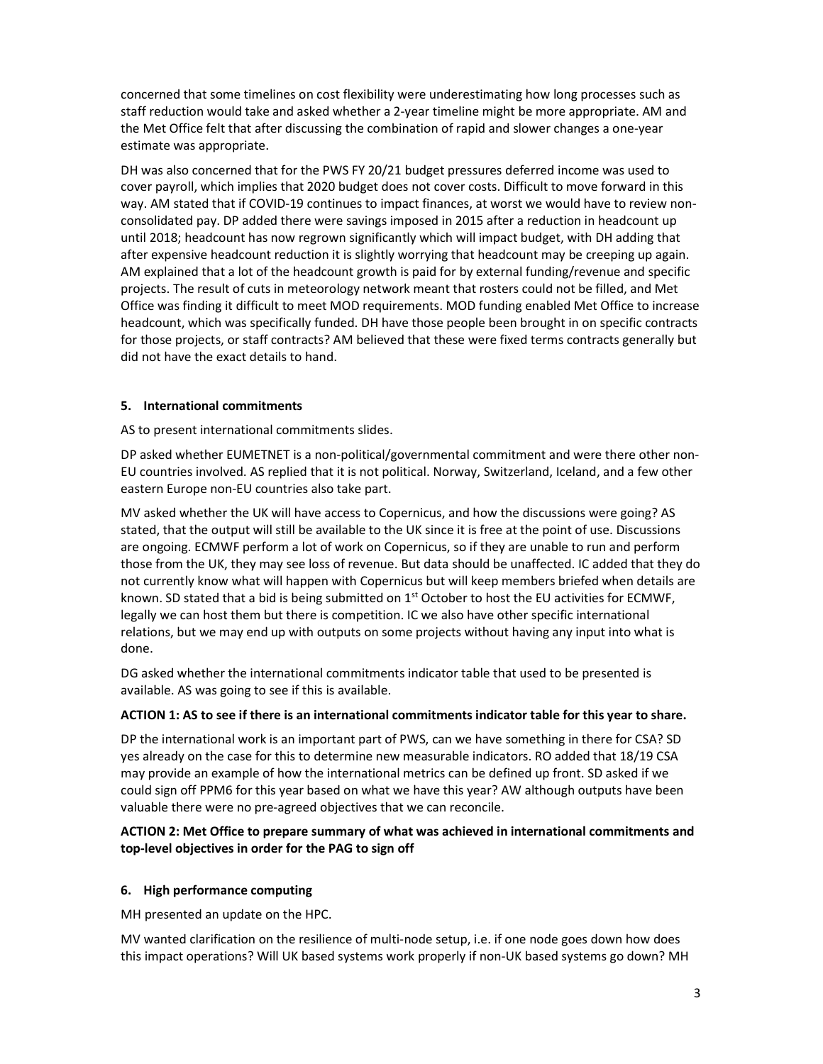concerned that some timelines on cost flexibility were underestimating how long processes such as staff reduction would take and asked whether a 2-year timeline might be more appropriate. AM and the Met Office felt that after discussing the combination of rapid and slower changes a one-year estimate was appropriate.

DH was also concerned that for the PWS FY 20/21 budget pressures deferred income was used to cover payroll, which implies that 2020 budget does not cover costs. Difficult to move forward in this way. AM stated that if COVID-19 continues to impact finances, at worst we would have to review non-consolidated pay. DP added there were savings imposed in 2015 after a reduction in headcount up until 2018; headcount has now regrown significantly which will impact budget, with DH adding that after expensive headcount reduction it is slightly worrying that headcount may be creeping up again. AM explained that a lot of the headcount growth is paid for by external funding/revenue and specific projects. The result of cuts in meteorology network meant that rosters could not be filled, and Met Office was finding it difficult to meet MOD requirements. MOD funding enabled Met Office to increase headcount, which was specifically funded. DH have those people been brought in on specific contracts for those projects, or staff contracts? AM believed that these were fixed terms contracts generally but did not have the exact details to hand.

### 5. International commitments

AS to present international commitments slides.

DP asked whether EUMETNET is a non-political/governmental commitment and were there other non-EU countries involved. AS replied that it is not political. Norway, Switzerland, Iceland, and a few other eastern Europe non-EU countries also take part.

MV asked whether the UK will have access to Copernicus, and how the discussions were going? AS stated, that the output will still be available to the UK since it is free at the point of use. Discussions are ongoing. ECMWF perform a lot of work on Copernicus, so if they are unable to run and perform those from the UK, they may see loss of revenue. But data should be unaffected. IC added that they do not currently know what will happen with Copernicus but will keep members briefed when details are known. SD stated that a bid is being submitted on 1st October to host the EU activities for ECMWF, legally we can host them but there is competition. IC we also have other specific international relations, but we may end up with outputs on some projects without having any input into what is done.

DG asked whether the international commitments indicator table that used to be presented is available. AS was going to see if this is available.

**ACTION 1: AS to see if there is an international commitments indicator table for this year to share.**

DP the international work is an important part of PWS, can we have something in there for CSA? SD yes already on the case for this to determine new measurable indicators. RO added that 18/19 CSA may provide an example of how the international metrics can be defined up front. SD asked if we could sign off PPM6 for this year based on what we have this year? AW although outputs have been valuable there were no pre-agreed objectives that we can reconcile.

**ACTION 2: Met Office to prepare summary of what was achieved in international commitments and top-level objectives in order for the PAG to sign off**

### 6. High performance computing

MH presented an update on the HPC.

MV wanted clarification on the resilience of multi-node setup, i.e. if one node goes down how does this impact operations? Will UK based systems work properly if non-UK based systems go down? MH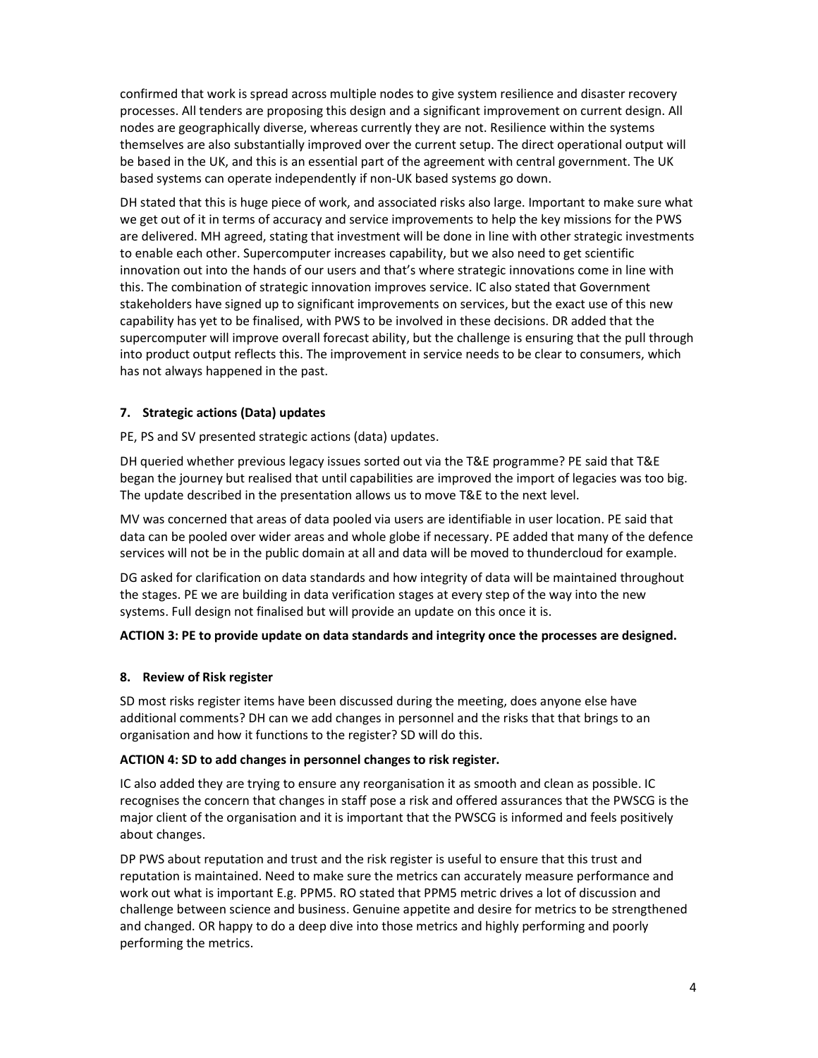confirmed that work is spread across multiple nodes to give system resilience and disaster recovery processes. All tenders are proposing this design and a significant improvement on current design. All nodes are geographically diverse, whereas currently they are not. Resilience within the systems themselves are also substantially improved over the current setup. The direct operational output will be based in the UK, and this is an essential part of the agreement with central government. The UK based systems can operate independently if non-UK based systems go down.

DH stated that this is huge piece of work, and associated risks also large. Important to make sure what we get out of it in terms of accuracy and service improvements to help the key missions for the PWS are delivered. MH agreed, stating that investment will be done in line with other strategic investments to enable each other. Supercomputer increases capability, but we also need to get scientific innovation out into the hands of our users and that's where strategic innovations come in line with this. The combination of strategic innovation improves service. IC also stated that Government stakeholders have signed up to significant improvements on services, but the exact use of this new capability has yet to be finalised, with PWS to be involved in these decisions. DR added that the supercomputer will improve overall forecast ability, but the challenge is ensuring that the pull through into product output reflects this. The improvement in service needs to be clear to consumers, which has not always happened in the past.

### 7. Strategic actions (Data) updates

PE, PS and SV presented strategic actions (data) updates.

DH queried whether previous legacy issues sorted out via the T&E programme? PE said that T&E began the journey but realised that until capabilities are improved the import of legacies was too big. The update described in the presentation allows us to move T&E to the next level.

MV was concerned that areas of data pooled via users are identifiable in user location. PE said that data can be pooled over wider areas and whole globe if necessary. PE added that many of the defence services will not be in the public domain at all and data will be moved to thundercloud for example.

DG asked for clarification on data standards and how integrity of data will be maintained throughout the stages. PE we are building in data verification stages at every step of the way into the new systems. Full design not finalised but will provide an update on this once it is.

**ACTION 3: PE to provide update on data standards and integrity once the processes are designed.**

### 8. Review of Risk register

SD most risks register items have been discussed during the meeting, does anyone else have additional comments? DH can we add changes in personnel and the risks that that brings to an organisation and how it functions to the register? SD will do this.

**ACTION 4: SD to add changes in personnel changes to risk register.**

IC also added they are trying to ensure any reorganisation it as smooth and clean as possible. IC recognises the concern that changes in staff pose a risk and offered assurances that the PWSCG is the major client of the organisation and it is important that the PWSCG is informed and feels positively about changes.

DP PWS about reputation and trust and the risk register is useful to ensure that this trust and reputation is maintained. Need to make sure the metrics can accurately measure performance and work out what is important E.g. PPM5. RO stated that PPM5 metric drives a lot of discussion and challenge between science and business. Genuine appetite and desire for metrics to be strengthened and changed. OR happy to do a deep dive into those metrics and highly performing and poorly performing the metrics.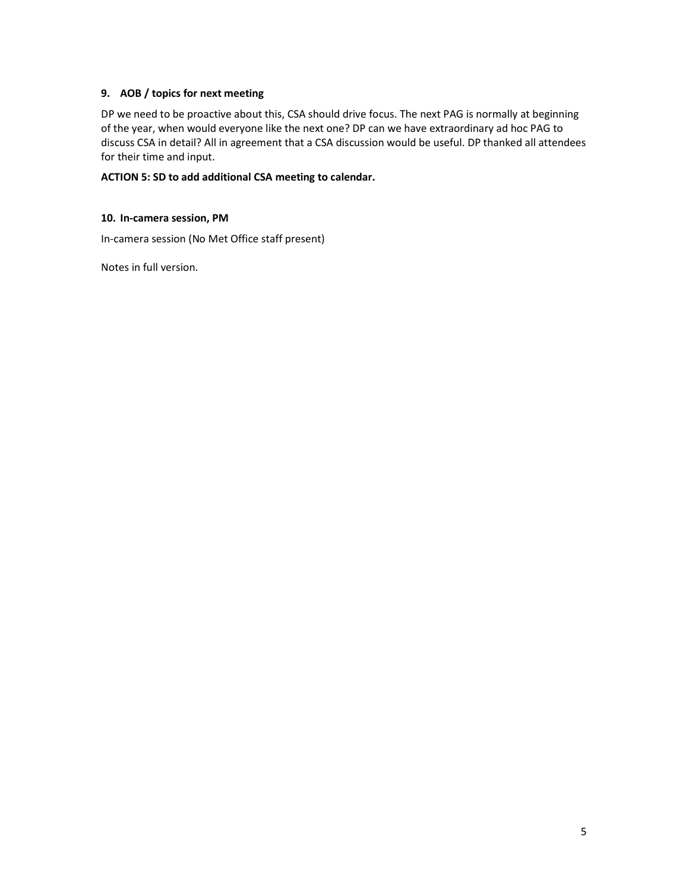### 9. AOB / topics for next meeting

DP we need to be proactive about this, CSA should drive focus. The next PAG is normally at beginning of the year, when would everyone like the next one? DP can we have extraordinary ad hoc PAG to discuss CSA in detail? All in agreement that a CSA discussion would be useful. DP thanked all attendees for their time and input.

**ACTION 5: SD to add additional CSA meeting to calendar.**

### 10. In-camera session, PM

In-camera session (No Met Office staff present)

Notes in full version.